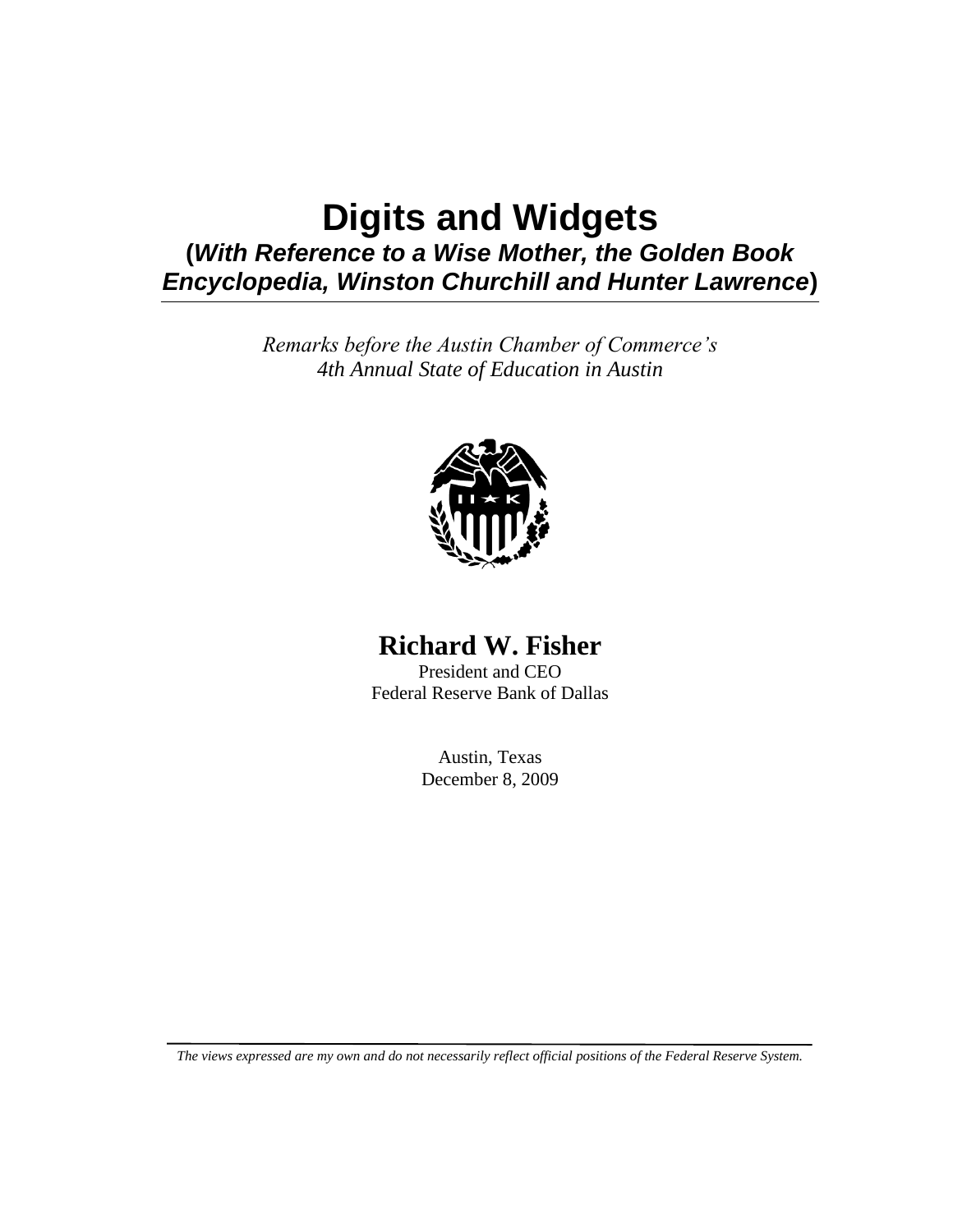# Digits and Widgets

## (*With Reference to a Wise Mother, the Golden Book Encyclopedia, Winston Churchill and Hunter Lawrence*)

*Remarks before the Austin Chamber of Commerce's 4th Annual State of Education in Austin*

**Richard W. Fisher**
President and CEO
Federal Reserve Bank of Dallas

Austin, Texas
December 8, 2009

*The views expressed are my own and do not necessarily reflect official positions of the Federal Reserve System.*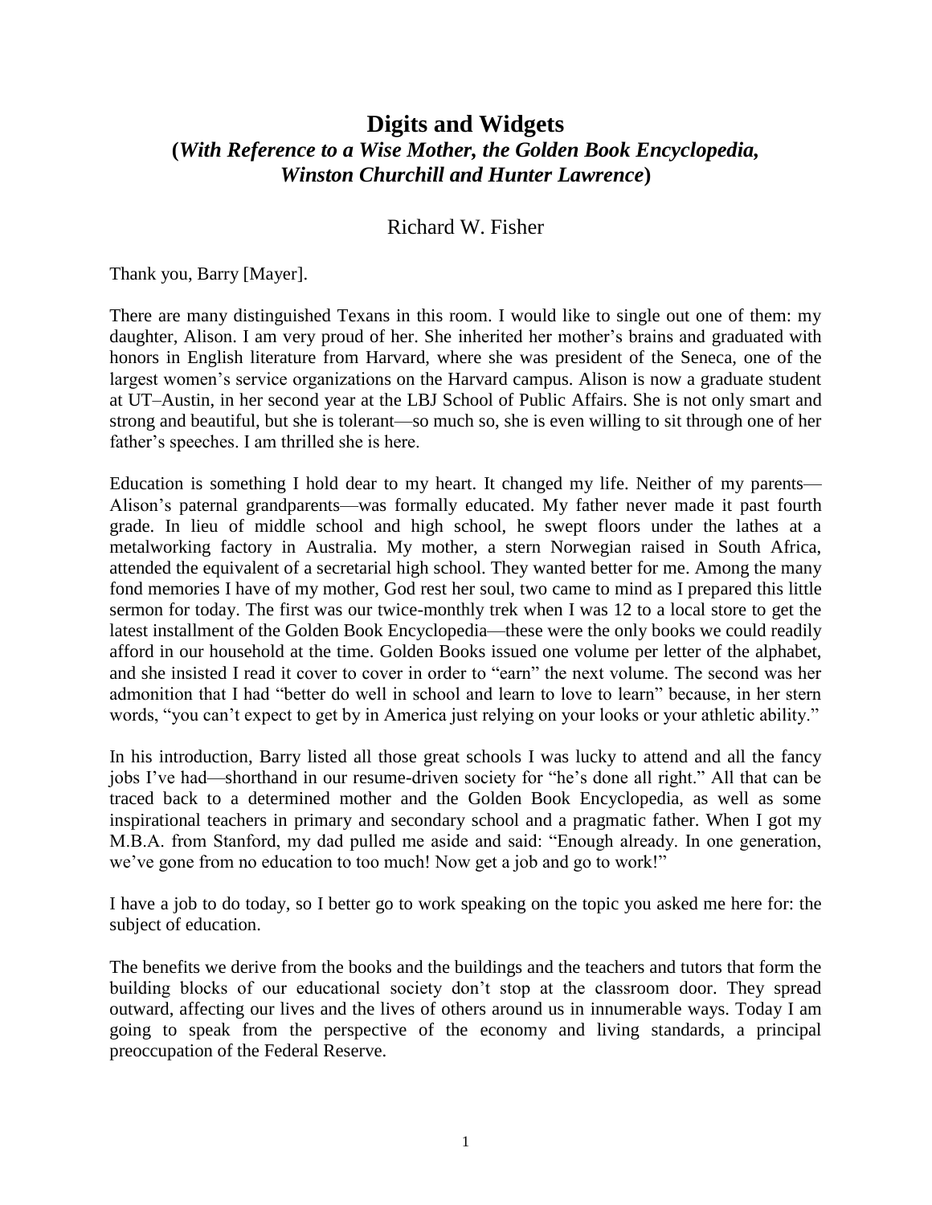# Digits and Widgets

## (*With Reference to a Wise Mother, the Golden Book Encyclopedia, Winston Churchill and Hunter Lawrence*)

Richard W. Fisher

Thank you, Barry [Mayer].

There are many distinguished Texans in this room. I would like to single out one of them: my daughter, Alison. I am very proud of her. She inherited her mother's brains and graduated with honors in English literature from Harvard, where she was president of the Seneca, one of the largest women's service organizations on the Harvard campus. Alison is now a graduate student at UT–Austin, in her second year at the LBJ School of Public Affairs. She is not only smart and strong and beautiful, but she is tolerant—so much so, she is even willing to sit through one of her father's speeches. I am thrilled she is here.

Education is something I hold dear to my heart. It changed my life. Neither of my parents—Alison's paternal grandparents—was formally educated. My father never made it past fourth grade. In lieu of middle school and high school, he swept floors under the lathes at a metalworking factory in Australia. My mother, a stern Norwegian raised in South Africa, attended the equivalent of a secretarial high school. They wanted better for me. Among the many fond memories I have of my mother, God rest her soul, two came to mind as I prepared this little sermon for today. The first was our twice-monthly trek when I was 12 to a local store to get the latest installment of the Golden Book Encyclopedia—these were the only books we could readily afford in our household at the time. Golden Books issued one volume per letter of the alphabet, and she insisted I read it cover to cover in order to "earn" the next volume. The second was her admonition that I had "better do well in school and learn to love to learn" because, in her stern words, "you can't expect to get by in America just relying on your looks or your athletic ability."

In his introduction, Barry listed all those great schools I was lucky to attend and all the fancy jobs I've had—shorthand in our resume-driven society for "he's done all right." All that can be traced back to a determined mother and the Golden Book Encyclopedia, as well as some inspirational teachers in primary and secondary school and a pragmatic father. When I got my M.B.A. from Stanford, my dad pulled me aside and said: "Enough already. In one generation, we've gone from no education to too much! Now get a job and go to work!"

I have a job to do today, so I better go to work speaking on the topic you asked me here for: the subject of education.

The benefits we derive from the books and the buildings and the teachers and tutors that form the building blocks of our educational society don't stop at the classroom door. They spread outward, affecting our lives and the lives of others around us in innumerable ways. Today I am going to speak from the perspective of the economy and living standards, a principal preoccupation of the Federal Reserve.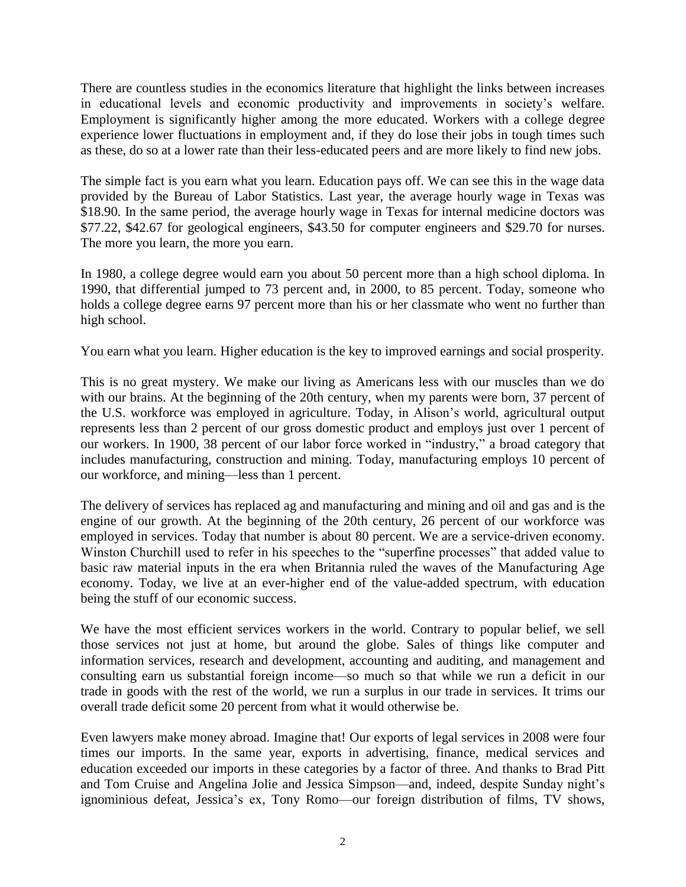There are countless studies in the economics literature that highlight the links between increases in educational levels and economic productivity and improvements in society's welfare. Employment is significantly higher among the more educated. Workers with a college degree experience lower fluctuations in employment and, if they do lose their jobs in tough times such as these, do so at a lower rate than their less-educated peers and are more likely to find new jobs.

The simple fact is you earn what you learn. Education pays off. We can see this in the wage data provided by the Bureau of Labor Statistics. Last year, the average hourly wage in Texas was \$18.90. In the same period, the average hourly wage in Texas for internal medicine doctors was \$77.22, \$42.67 for geological engineers, \$43.50 for computer engineers and \$29.70 for nurses. The more you learn, the more you earn.

In 1980, a college degree would earn you about 50 percent more than a high school diploma. In 1990, that differential jumped to 73 percent and, in 2000, to 85 percent. Today, someone who holds a college degree earns 97 percent more than his or her classmate who went no further than high school.

You earn what you learn. Higher education is the key to improved earnings and social prosperity.

This is no great mystery. We make our living as Americans less with our muscles than we do with our brains. At the beginning of the 20th century, when my parents were born, 37 percent of the U.S. workforce was employed in agriculture. Today, in Alison's world, agricultural output represents less than 2 percent of our gross domestic product and employs just over 1 percent of our workers. In 1900, 38 percent of our labor force worked in "industry," a broad category that includes manufacturing, construction and mining. Today, manufacturing employs 10 percent of our workforce, and mining—less than 1 percent.

The delivery of services has replaced ag and manufacturing and mining and oil and gas and is the engine of our growth. At the beginning of the 20th century, 26 percent of our workforce was employed in services. Today that number is about 80 percent. We are a service-driven economy. Winston Churchill used to refer in his speeches to the "superfine processes" that added value to basic raw material inputs in the era when Britannia ruled the waves of the Manufacturing Age economy. Today, we live at an ever-higher end of the value-added spectrum, with education being the stuff of our economic success.

We have the most efficient services workers in the world. Contrary to popular belief, we sell those services not just at home, but around the globe. Sales of things like computer and information services, research and development, accounting and auditing, and management and consulting earn us substantial foreign income—so much so that while we run a deficit in our trade in goods with the rest of the world, we run a surplus in our trade in services. It trims our overall trade deficit some 20 percent from what it would otherwise be.

Even lawyers make money abroad. Imagine that! Our exports of legal services in 2008 were four times our imports. In the same year, exports in advertising, finance, medical services and education exceeded our imports in these categories by a factor of three. And thanks to Brad Pitt and Tom Cruise and Angelina Jolie and Jessica Simpson—and, indeed, despite Sunday night's ignominious defeat, Jessica's ex, Tony Romo—our foreign distribution of films, TV shows,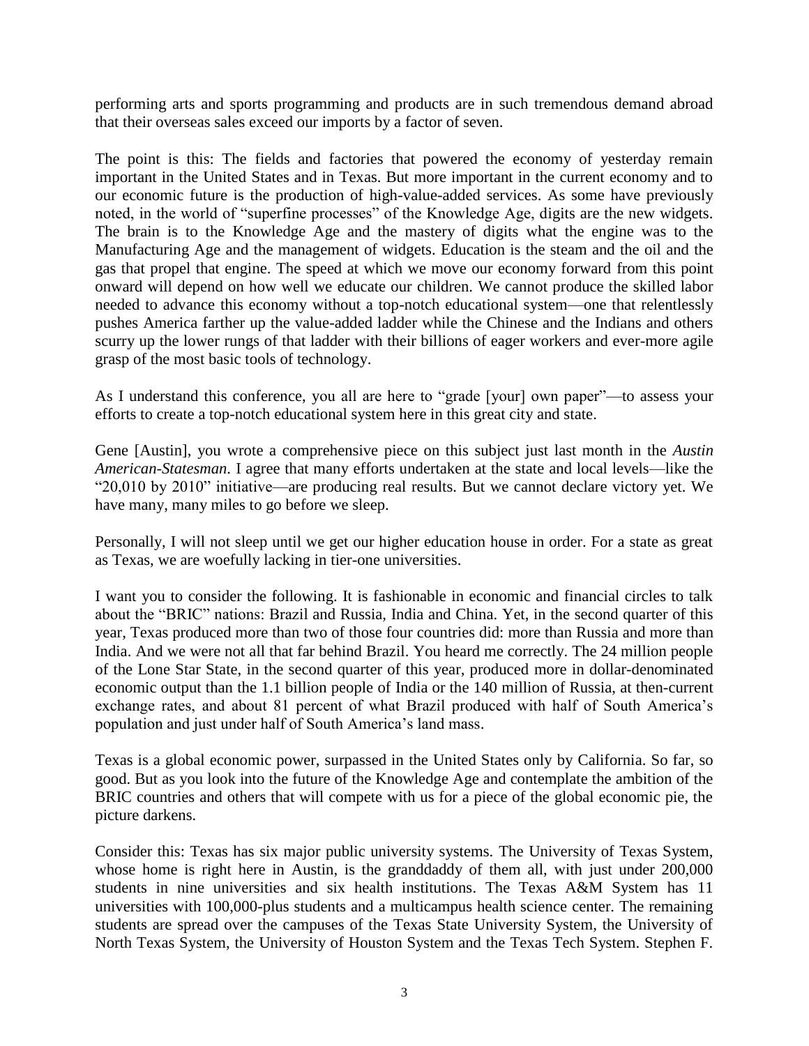performing arts and sports programming and products are in such tremendous demand abroad that their overseas sales exceed our imports by a factor of seven.

The point is this: The fields and factories that powered the economy of yesterday remain important in the United States and in Texas. But more important in the current economy and to our economic future is the production of high-value-added services. As some have previously noted, in the world of "superfine processes" of the Knowledge Age, digits are the new widgets. The brain is to the Knowledge Age and the mastery of digits what the engine was to the Manufacturing Age and the management of widgets. Education is the steam and the oil and the gas that propel that engine. The speed at which we move our economy forward from this point onward will depend on how well we educate our children. We cannot produce the skilled labor needed to advance this economy without a top-notch educational system—one that relentlessly pushes America farther up the value-added ladder while the Chinese and the Indians and others scurry up the lower rungs of that ladder with their billions of eager workers and ever-more agile grasp of the most basic tools of technology.

As I understand this conference, you all are here to "grade [your] own paper"—to assess your efforts to create a top-notch educational system here in this great city and state.

Gene [Austin], you wrote a comprehensive piece on this subject just last month in the *Austin American-Statesman*. I agree that many efforts undertaken at the state and local levels—like the "20,010 by 2010" initiative—are producing real results. But we cannot declare victory yet. We have many, many miles to go before we sleep.

Personally, I will not sleep until we get our higher education house in order. For a state as great as Texas, we are woefully lacking in tier-one universities.

I want you to consider the following. It is fashionable in economic and financial circles to talk about the "BRIC" nations: Brazil and Russia, India and China. Yet, in the second quarter of this year, Texas produced more than two of those four countries did: more than Russia and more than India. And we were not all that far behind Brazil. You heard me correctly. The 24 million people of the Lone Star State, in the second quarter of this year, produced more in dollar-denominated economic output than the 1.1 billion people of India or the 140 million of Russia, at then-current exchange rates, and about 81 percent of what Brazil produced with half of South America's population and just under half of South America's land mass.

Texas is a global economic power, surpassed in the United States only by California. So far, so good. But as you look into the future of the Knowledge Age and contemplate the ambition of the BRIC countries and others that will compete with us for a piece of the global economic pie, the picture darkens.

Consider this: Texas has six major public university systems. The University of Texas System, whose home is right here in Austin, is the granddaddy of them all, with just under 200,000 students in nine universities and six health institutions. The Texas A&M System has 11 universities with 100,000-plus students and a multicampus health science center. The remaining students are spread over the campuses of the Texas State University System, the University of North Texas System, the University of Houston System and the Texas Tech System. Stephen F.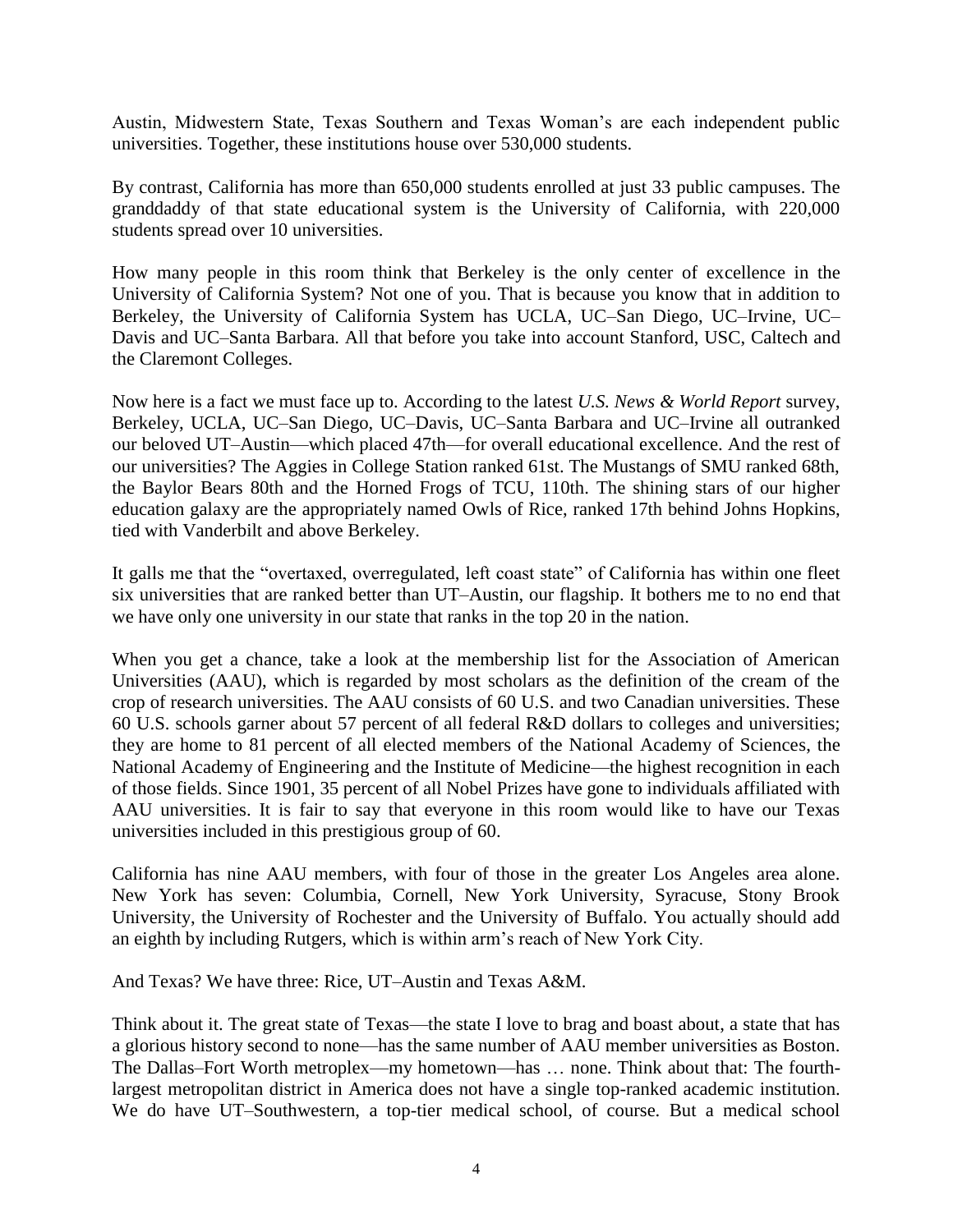Austin, Midwestern State, Texas Southern and Texas Woman's are each independent public universities. Together, these institutions house over 530,000 students.

By contrast, California has more than 650,000 students enrolled at just 33 public campuses. The granddaddy of that state educational system is the University of California, with 220,000 students spread over 10 universities.

How many people in this room think that Berkeley is the only center of excellence in the University of California System? Not one of you. That is because you know that in addition to Berkeley, the University of California System has UCLA, UC–San Diego, UC–Irvine, UC–Davis and UC–Santa Barbara. All that before you take into account Stanford, USC, Caltech and the Claremont Colleges.

Now here is a fact we must face up to. According to the latest *U.S. News & World Report* survey, Berkeley, UCLA, UC–San Diego, UC–Davis, UC–Santa Barbara and UC–Irvine all outranked our beloved UT–Austin—which placed 47th—for overall educational excellence. And the rest of our universities? The Aggies in College Station ranked 61st. The Mustangs of SMU ranked 68th, the Baylor Bears 80th and the Horned Frogs of TCU, 110th. The shining stars of our higher education galaxy are the appropriately named Owls of Rice, ranked 17th behind Johns Hopkins, tied with Vanderbilt and above Berkeley.

It galls me that the "overtaxed, overregulated, left coast state" of California has within one fleet six universities that are ranked better than UT–Austin, our flagship. It bothers me to no end that we have only one university in our state that ranks in the top 20 in the nation.

When you get a chance, take a look at the membership list for the Association of American Universities (AAU), which is regarded by most scholars as the definition of the cream of the crop of research universities. The AAU consists of 60 U.S. and two Canadian universities. These 60 U.S. schools garner about 57 percent of all federal R&D dollars to colleges and universities; they are home to 81 percent of all elected members of the National Academy of Sciences, the National Academy of Engineering and the Institute of Medicine—the highest recognition in each of those fields. Since 1901, 35 percent of all Nobel Prizes have gone to individuals affiliated with AAU universities. It is fair to say that everyone in this room would like to have our Texas universities included in this prestigious group of 60.

California has nine AAU members, with four of those in the greater Los Angeles area alone. New York has seven: Columbia, Cornell, New York University, Syracuse, Stony Brook University, the University of Rochester and the University of Buffalo. You actually should add an eighth by including Rutgers, which is within arm's reach of New York City.

And Texas? We have three: Rice, UT–Austin and Texas A&M.

Think about it. The great state of Texas—the state I love to brag and boast about, a state that has a glorious history second to none—has the same number of AAU member universities as Boston. The Dallas–Fort Worth metroplex—my hometown—has … none. Think about that: The fourth-largest metropolitan district in America does not have a single top-ranked academic institution. We do have UT–Southwestern, a top-tier medical school, of course. But a medical school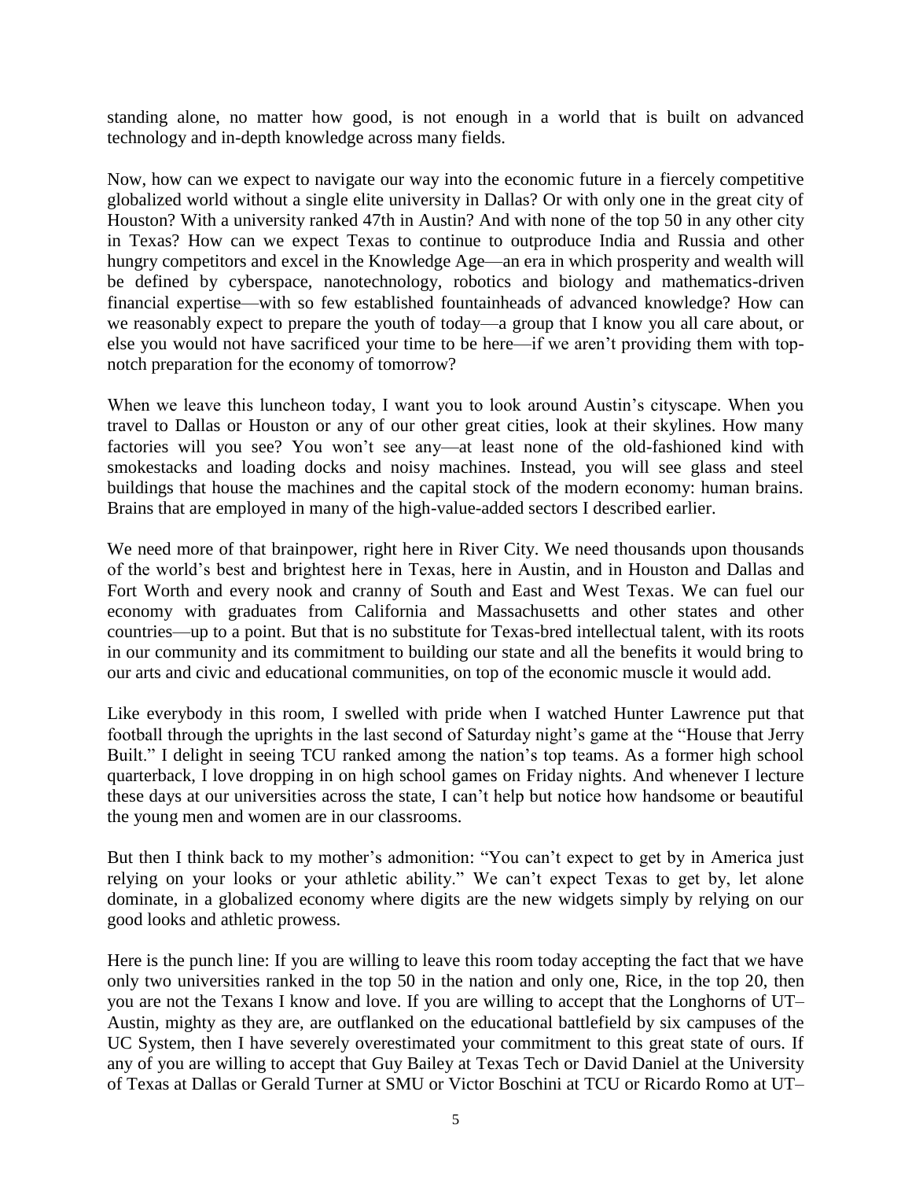standing alone, no matter how good, is not enough in a world that is built on advanced technology and in-depth knowledge across many fields.

Now, how can we expect to navigate our way into the economic future in a fiercely competitive globalized world without a single elite university in Dallas? Or with only one in the great city of Houston? With a university ranked 47th in Austin? And with none of the top 50 in any other city in Texas? How can we expect Texas to continue to outproduce India and Russia and other hungry competitors and excel in the Knowledge Age—an era in which prosperity and wealth will be defined by cyberspace, nanotechnology, robotics and biology and mathematics-driven financial expertise—with so few established fountainheads of advanced knowledge? How can we reasonably expect to prepare the youth of today—a group that I know you all care about, or else you would not have sacrificed your time to be here—if we aren't providing them with top-notch preparation for the economy of tomorrow?

When we leave this luncheon today, I want you to look around Austin's cityscape. When you travel to Dallas or Houston or any of our other great cities, look at their skylines. How many factories will you see? You won't see any—at least none of the old-fashioned kind with smokestacks and loading docks and noisy machines. Instead, you will see glass and steel buildings that house the machines and the capital stock of the modern economy: human brains. Brains that are employed in many of the high-value-added sectors I described earlier.

We need more of that brainpower, right here in River City. We need thousands upon thousands of the world's best and brightest here in Texas, here in Austin, and in Houston and Dallas and Fort Worth and every nook and cranny of South and East and West Texas. We can fuel our economy with graduates from California and Massachusetts and other states and other countries—up to a point. But that is no substitute for Texas-bred intellectual talent, with its roots in our community and its commitment to building our state and all the benefits it would bring to our arts and civic and educational communities, on top of the economic muscle it would add.

Like everybody in this room, I swelled with pride when I watched Hunter Lawrence put that football through the uprights in the last second of Saturday night's game at the "House that Jerry Built." I delight in seeing TCU ranked among the nation's top teams. As a former high school quarterback, I love dropping in on high school games on Friday nights. And whenever I lecture these days at our universities across the state, I can't help but notice how handsome or beautiful the young men and women are in our classrooms.

But then I think back to my mother's admonition: "You can't expect to get by in America just relying on your looks or your athletic ability." We can't expect Texas to get by, let alone dominate, in a globalized economy where digits are the new widgets simply by relying on our good looks and athletic prowess.

Here is the punch line: If you are willing to leave this room today accepting the fact that we have only two universities ranked in the top 50 in the nation and only one, Rice, in the top 20, then you are not the Texans I know and love. If you are willing to accept that the Longhorns of UT–Austin, mighty as they are, are outflanked on the educational battlefield by six campuses of the UC System, then I have severely overestimated your commitment to this great state of ours. If any of you are willing to accept that Guy Bailey at Texas Tech or David Daniel at the University of Texas at Dallas or Gerald Turner at SMU or Victor Boschini at TCU or Ricardo Romo at UT–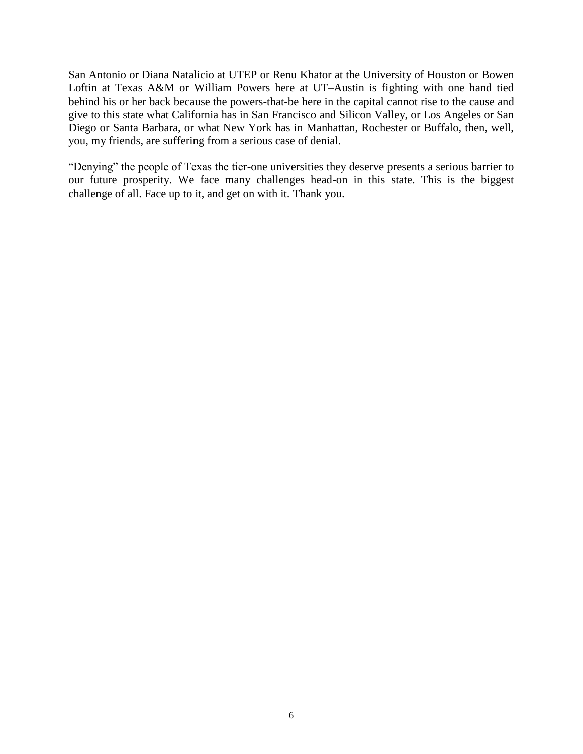San Antonio or Diana Natalicio at UTEP or Renu Khator at the University of Houston or Bowen Loftin at Texas A&M or William Powers here at UT–Austin is fighting with one hand tied behind his or her back because the powers-that-be here in the capital cannot rise to the cause and give to this state what California has in San Francisco and Silicon Valley, or Los Angeles or San Diego or Santa Barbara, or what New York has in Manhattan, Rochester or Buffalo, then, well, you, my friends, are suffering from a serious case of denial.

"Denying" the people of Texas the tier-one universities they deserve presents a serious barrier to our future prosperity. We face many challenges head-on in this state. This is the biggest challenge of all. Face up to it, and get on with it. Thank you.